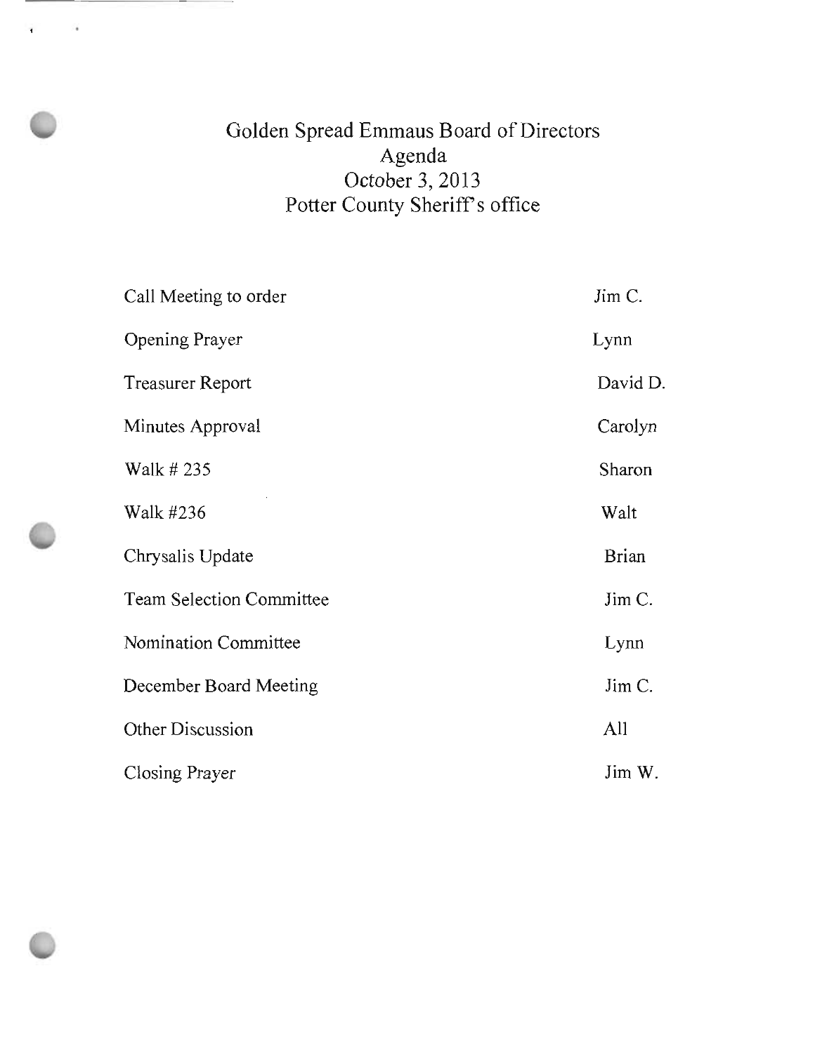# Golden Spread Emmaus Board of Directors
## Agenda
### October 3, 2013
### Potter County Sheriff's office

| | |
|---|---|
| Call Meeting to order | Jim C. |
| Opening Prayer | Lynn |
| Treasurer Report | David D. |
| Minutes Approval | Carolyn |
| Walk # 235 | Sharon |
| Walk #236 | Walt |
| Chrysalis Update | Brian |
| Team Selection Committee | Jim C. |
| Nomination Committee | Lynn |
| December Board Meeting | Jim C. |
| Other Discussion | All |
| Closing Prayer | Jim W. |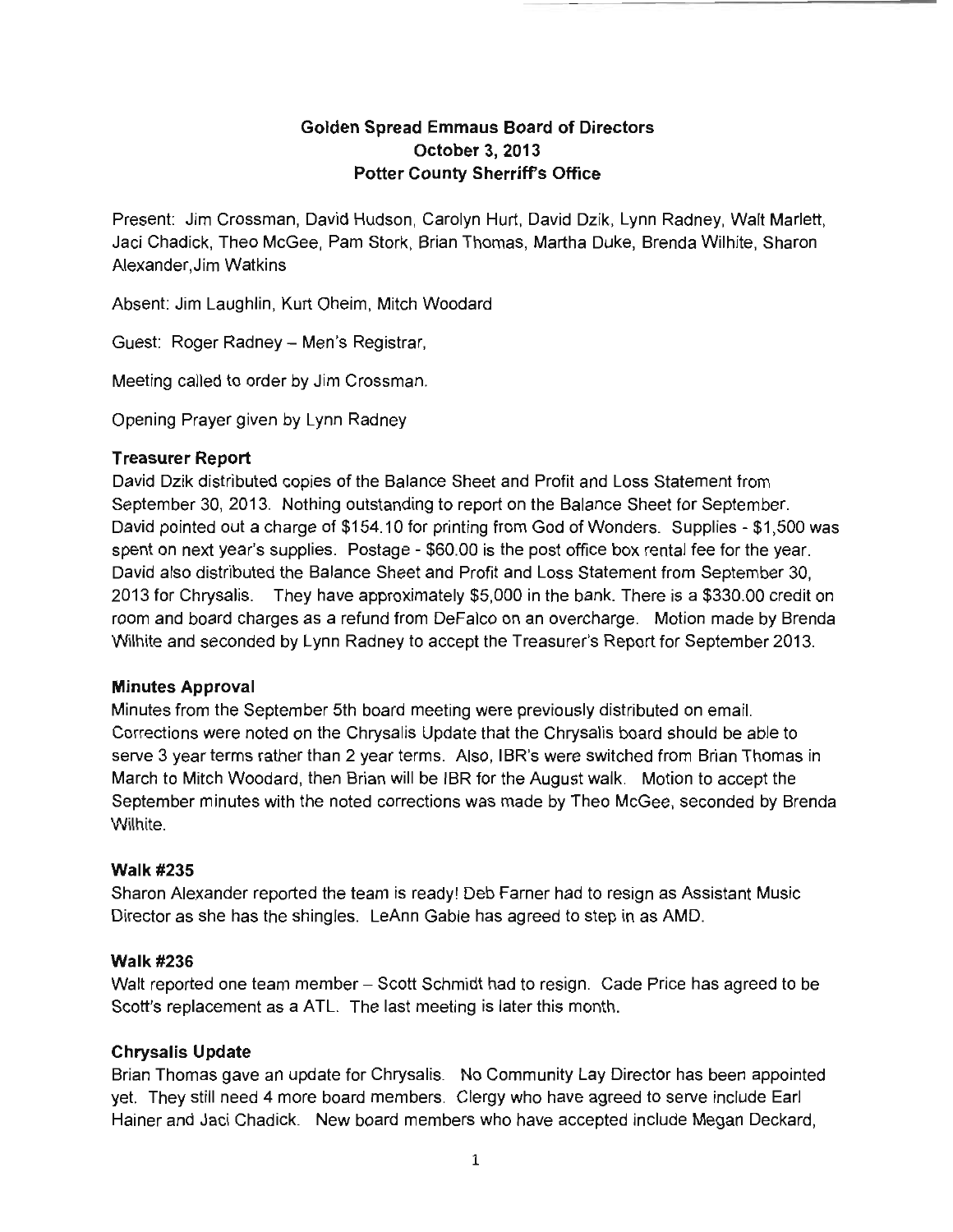# Golden Spread Emmaus Board of Directors
## October 3, 2013
## Potter County Sherriff's Office

Present: Jim Crossman, David Hudson, Carolyn Hurt, David Dzik, Lynn Radney, Walt Marlett, Jaci Chadick, Theo McGee, Pam Stork, Brian Thomas, Martha Duke, Brenda Wilhite, Sharon Alexander,Jim Watkins

Absent: Jim Laughlin, Kurt Oheim, Mitch Woodard

Guest: Roger Radney – Men's Registrar,

Meeting called to order by Jim Crossman.

Opening Prayer given by Lynn Radney

### Treasurer Report

David Dzik distributed copies of the Balance Sheet and Profit and Loss Statement from September 30, 2013. Nothing outstanding to report on the Balance Sheet for September. David pointed out a charge of $154.10 for printing from God of Wonders. Supplies - $1,500 was spent on next year's supplies. Postage - $60.00 is the post office box rental fee for the year. David also distributed the Balance Sheet and Profit and Loss Statement from September 30, 2013 for Chrysalis. They have approximately $5,000 in the bank. There is a $330.00 credit on room and board charges as a refund from DeFalco on an overcharge. Motion made by Brenda Wilhite and seconded by Lynn Radney to accept the Treasurer's Report for September 2013.

### Minutes Approval

Minutes from the September 5th board meeting were previously distributed on email. Corrections were noted on the Chrysalis Update that the Chrysalis board should be able to serve 3 year terms rather than 2 year terms. Also, IBR's were switched from Brian Thomas in March to Mitch Woodard, then Brian will be IBR for the August walk. Motion to accept the September minutes with the noted corrections was made by Theo McGee, seconded by Brenda Wilhite.

### Walk #235

Sharon Alexander reported the team is ready! Deb Farner had to resign as Assistant Music Director as she has the shingles. LeAnn Gable has agreed to step in as AMD.

### Walk #236

Walt reported one team member – Scott Schmidt had to resign. Cade Price has agreed to be Scott's replacement as a ATL. The last meeting is later this month.

### Chrysalis Update

Brian Thomas gave an update for Chrysalis. No Community Lay Director has been appointed yet. They still need 4 more board members. Clergy who have agreed to serve include Earl Hainer and Jaci Chadick. New board members who have accepted include Megan Deckard,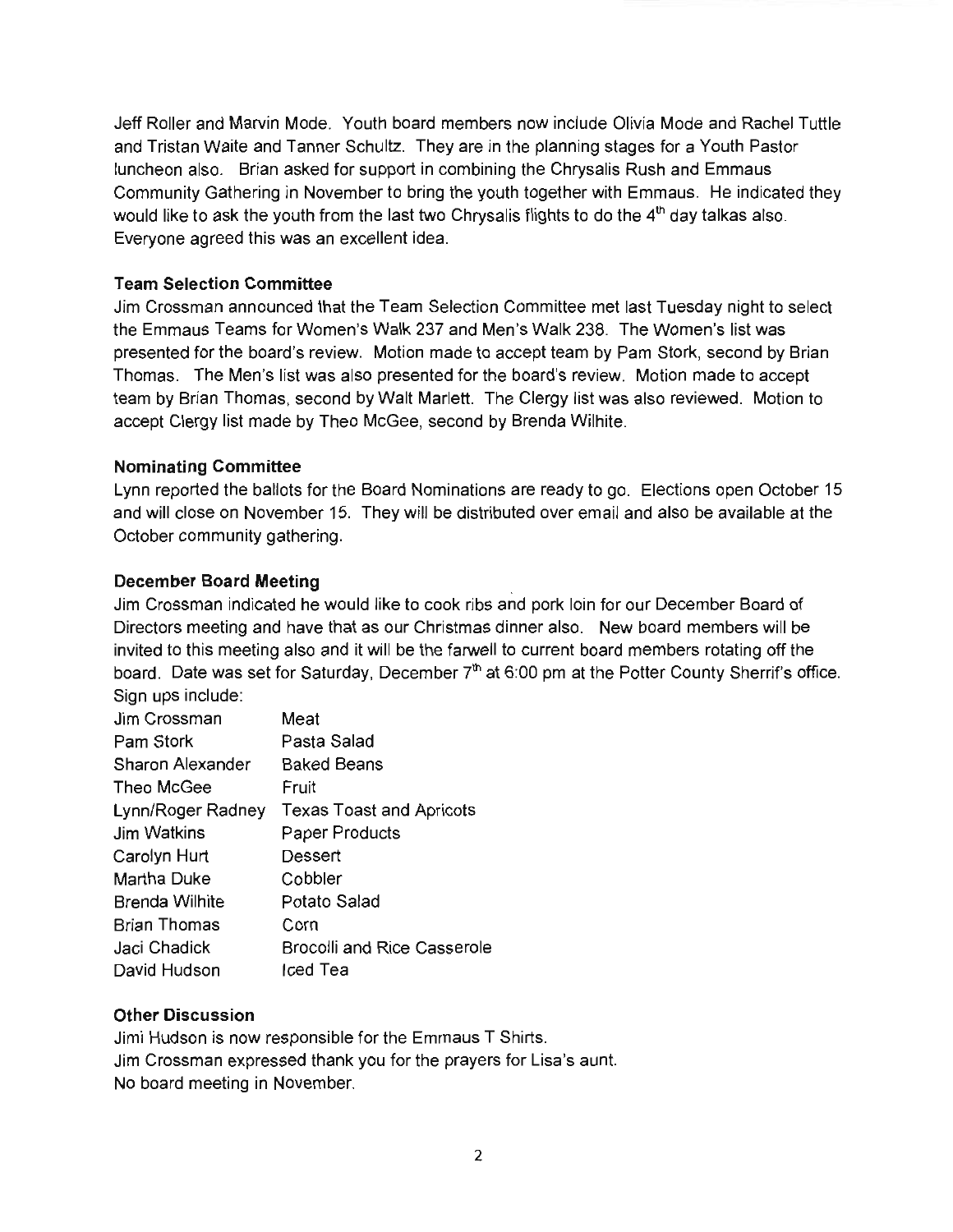Jeff Roller and Marvin Mode. Youth board members now include Olivia Mode and Rachel Tuttle and Tristan Waite and Tanner Schultz. They are in the planning stages for a Youth Pastor luncheon also. Brian asked for support in combining the Chrysalis Rush and Emmaus Community Gathering in November to bring the youth together with Emmaus. He indicated they would like to ask the youth from the last two Chrysalis flights to do the 4th day talkas also. Everyone agreed this was an excellent idea.

**Team Selection Committee**

Jim Crossman announced that the Team Selection Committee met last Tuesday night to select the Emmaus Teams for Women's Walk 237 and Men's Walk 238. The Women's list was presented for the board's review. Motion made to accept team by Pam Stork, second by Brian Thomas. The Men's list was also presented for the board's review. Motion made to accept team by Brian Thomas, second by Walt Marlett. The Clergy list was also reviewed. Motion to accept Clergy list made by Theo McGee, second by Brenda Wilhite.

**Nominating Committee**

Lynn reported the ballots for the Board Nominations are ready to go. Elections open October 15 and will close on November 15. They will be distributed over email and also be available at the October community gathering.

**December Board Meeting**

Jim Crossman indicated he would like to cook ribs and pork loin for our December Board of Directors meeting and have that as our Christmas dinner also. New board members will be invited to this meeting also and it will be the farwell to current board members rotating off the board. Date was set for Saturday, December 7th at 6:00 pm at the Potter County Sherrif's office. Sign ups include:

| | |
|---|---|
| Jim Crossman | Meat |
| Pam Stork | Pasta Salad |
| Sharon Alexander | Baked Beans |
| Theo McGee | Fruit |
| Lynn/Roger Radney | Texas Toast and Apricots |
| Jim Watkins | Paper Products |
| Carolyn Hurt | Dessert |
| Martha Duke | Cobbler |
| Brenda Wilhite | Potato Salad |
| Brian Thomas | Corn |
| Jaci Chadick | Brocolli and Rice Casserole |
| David Hudson | Iced Tea |

**Other Discussion**

Jimi Hudson is now responsible for the Emmaus T Shirts.
Jim Crossman expressed thank you for the prayers for Lisa's aunt.
No board meeting in November.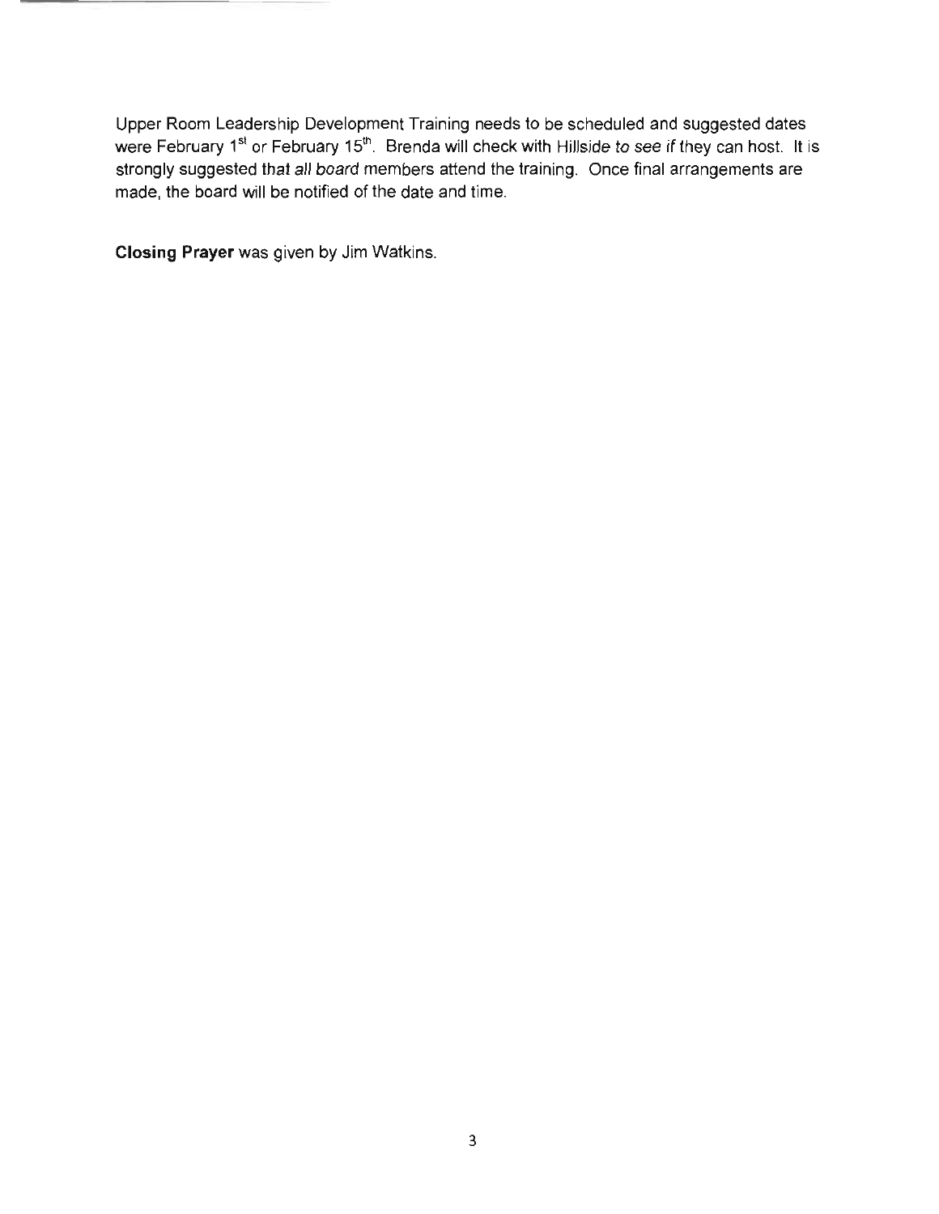Upper Room Leadership Development Training needs to be scheduled and suggested dates were February 1st or February 15th. Brenda will check with Hillside to see if they can host. It is strongly suggested that all board members attend the training. Once final arrangements are made, the board will be notified of the date and time.

**Closing Prayer** was given by Jim Watkins.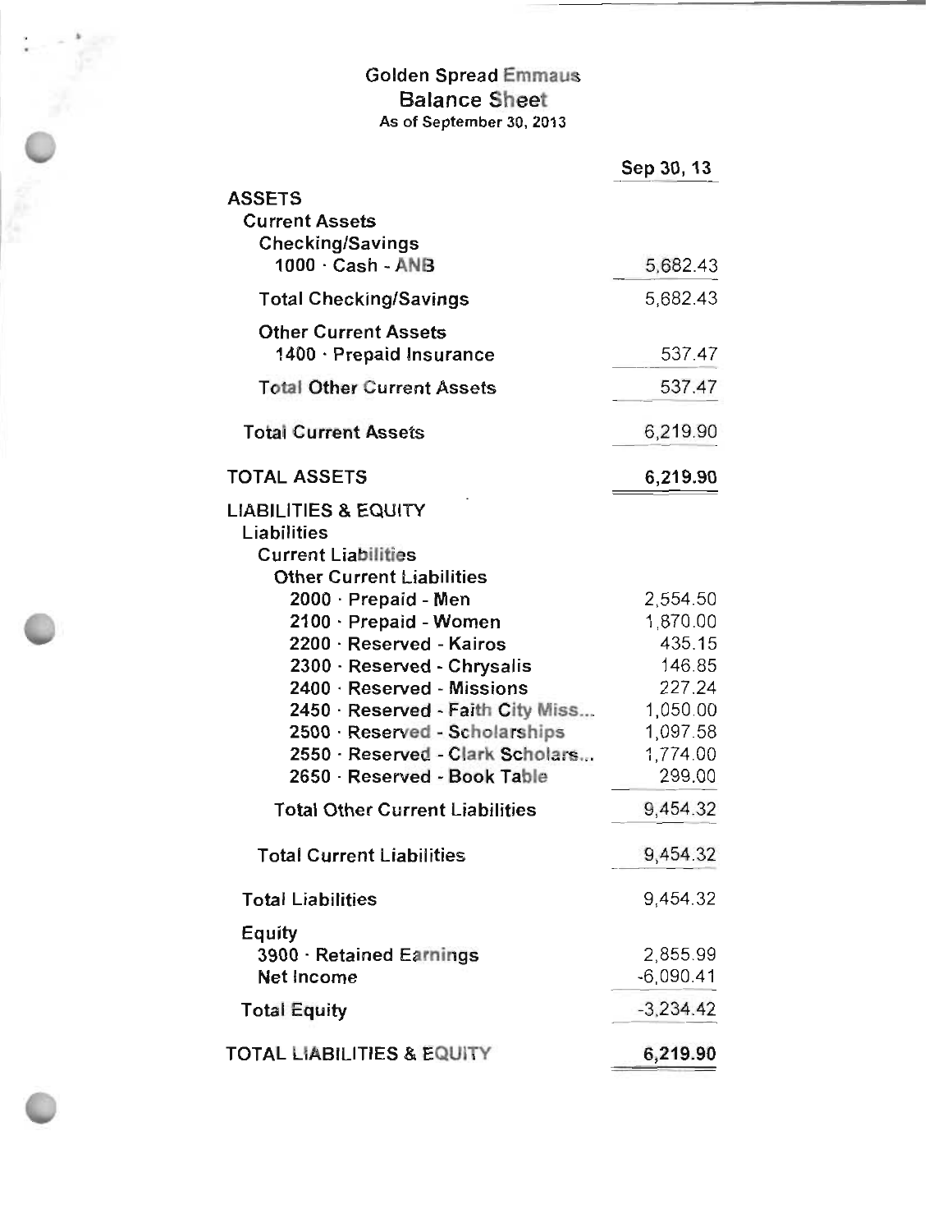# Golden Spread Emmaus
## Balance Sheet
### As of September 30, 2013

| | Sep 30, 13 |
|---|---|
| **ASSETS** | |
| Current Assets | |
| Checking/Savings | |
| 1000 · Cash - ANB | 5,682.43 |
| **Total Checking/Savings** | 5,682.43 |
| Other Current Assets | |
| 1400 · Prepaid Insurance | 537.47 |
| **Total Other Current Assets** | 537.47 |
| **Total Current Assets** | 6,219.90 |
| **TOTAL ASSETS** | **6,219.90** |
| **LIABILITIES & EQUITY** | |
| Liabilities | |
| Current Liabilities | |
| Other Current Liabilities | |
| 2000 · Prepaid - Men | 2,554.50 |
| 2100 · Prepaid - Women | 1,870.00 |
| 2200 · Reserved - Kairos | 435.15 |
| 2300 · Reserved - Chrysalis | 146.85 |
| 2400 · Reserved - Missions | 227.24 |
| 2450 · Reserved - Faith City Miss... | 1,050.00 |
| 2500 · Reserved - Scholarships | 1,097.58 |
| 2550 · Reserved - Clark Scholars... | 1,774.00 |
| 2650 · Reserved - Book Table | 299.00 |
| **Total Other Current Liabilities** | 9,454.32 |
| **Total Current Liabilities** | 9,454.32 |
| **Total Liabilities** | 9,454.32 |
| Equity | |
| 3900 · Retained Earnings | 2,855.99 |
| Net Income | -6,090.41 |
| **Total Equity** | -3,234.42 |
| **TOTAL LIABILITIES & EQUITY** | **6,219.90** |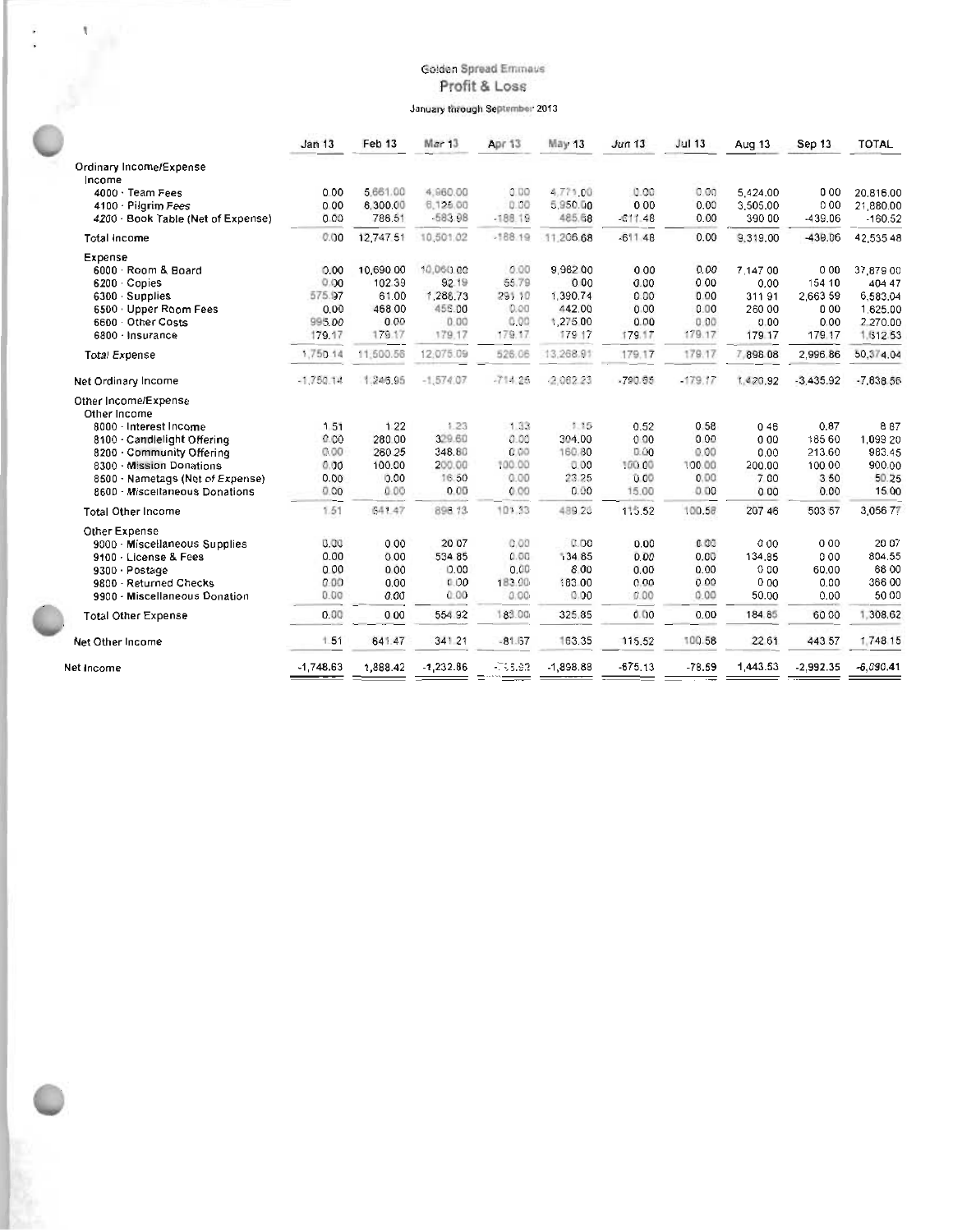# Golden Spread Emmaus
## Profit & Loss
### January through September 2013

| | Jan 13 | Feb 13 | Mar 13 | Apr 13 | May 13 | Jun 13 | Jul 13 | Aug 13 | Sep 13 | TOTAL |
|---|---|---|---|---|---|---|---|---|---|---|
| **Ordinary Income/Expense** | | | | | | | | | | |
| Income | | | | | | | | | | |
| 4000 · Team Fees | 0.00 | 5,661.00 | 4,960.00 | 0.00 | 4,771.00 | 0.00 | 0.00 | 5,424.00 | 0.00 | 20,816.00 |
| 4100 · Pilgrim Fees | 0.00 | 6,300.00 | 6,125.00 | 0.00 | 5,950.00 | 0.00 | 0.00 | 3,505.00 | 0.00 | 21,880.00 |
| 4200 · Book Table (Net of Expense) | 0.00 | 786.51 | -583.98 | -188.19 | 485.68 | -611.48 | 0.00 | 390.00 | -439.06 | -160.52 |
| Total Income | 0.00 | 12,747.51 | 10,501.02 | -188.19 | 11,206.68 | -611.48 | 0.00 | 9,319.00 | -439.06 | 42,535.48 |
| Expense | | | | | | | | | | |
| 6000 · Room & Board | 0.00 | 10,690.00 | 10,060.00 | 0.00 | 9,982.00 | 0.00 | 0.00 | 7,147.00 | 0.00 | 37,879.00 |
| 6200 · Copies | 0.00 | 102.39 | 92.19 | 55.79 | 0.00 | 0.00 | 0.00 | 0.00 | 154.10 | 404.47 |
| 6300 · Supplies | 575.97 | 61.00 | 1,288.73 | 291.10 | 1,390.74 | 0.00 | 0.00 | 311.91 | 2,663.59 | 6,583.04 |
| 6500 · Upper Room Fees | 0.00 | 468.00 | 455.00 | 0.00 | 442.00 | 0.00 | 0.00 | 260.00 | 0.00 | 1,625.00 |
| 6600 · Other Costs | 995.00 | 0.00 | 0.00 | 0.00 | 1,275.00 | 0.00 | 0.00 | 0.00 | 0.00 | 2,270.00 |
| 6800 · Insurance | 179.17 | 179.17 | 179.17 | 179.17 | 179.17 | 179.17 | 179.17 | 179.17 | 179.17 | 1,612.53 |
| Total Expense | 1,750.14 | 11,500.56 | 12,075.09 | 526.06 | 13,268.91 | 179.17 | 179.17 | 7,898.08 | 2,996.86 | 50,374.04 |
| Net Ordinary Income | -1,750.14 | 1,246.95 | -1,574.07 | -714.25 | -2,062.23 | -790.65 | -179.17 | 1,420.92 | -3,435.92 | -7,838.56 |
| **Other Income/Expense** | | | | | | | | | | |
| Other Income | | | | | | | | | | |
| 8000 · Interest Income | 1.51 | 1.22 | 1.23 | 1.33 | 1.15 | 0.52 | 0.58 | 0.46 | 0.87 | 8.87 |
| 8100 · Candlelight Offering | 0.00 | 280.00 | 329.60 | 0.00 | 304.00 | 0.00 | 0.00 | 0.00 | 185.60 | 1,099.20 |
| 8200 · Community Offering | 0.00 | 260.25 | 348.80 | 0.00 | 160.80 | 0.00 | 0.00 | 0.00 | 213.60 | 983.45 |
| 8300 · Mission Donations | 0.00 | 100.00 | 200.00 | 100.00 | 0.00 | 100.00 | 100.00 | 200.00 | 100.00 | 900.00 |
| 8500 · Nametags (Net of Expense) | 0.00 | 0.00 | 16.50 | 0.00 | 23.25 | 0.00 | 0.00 | 7.00 | 3.50 | 50.25 |
| 8600 · Miscellaneous Donations | 0.00 | 0.00 | 0.00 | 0.00 | 0.00 | 15.00 | 0.00 | 0.00 | 0.00 | 15.00 |
| Total Other Income | 1.51 | 641.47 | 896.13 | 101.33 | 489.20 | 115.52 | 100.58 | 207.46 | 503.57 | 3,056.77 |
| Other Expense | | | | | | | | | | |
| 9000 · Miscellaneous Supplies | 0.00 | 0.00 | 20.07 | 0.00 | 0.00 | 0.00 | 0.00 | 0.00 | 0.00 | 20.07 |
| 9100 · License & Fees | 0.00 | 0.00 | 534.85 | 0.00 | 134.85 | 0.00 | 0.00 | 134.85 | 0.00 | 804.55 |
| 9300 · Postage | 0.00 | 0.00 | 0.00 | 0.00 | 8.00 | 0.00 | 0.00 | 0.00 | 60.00 | 68.00 |
| 9800 · Returned Checks | 0.00 | 0.00 | 0.00 | 183.00 | 183.00 | 0.00 | 0.00 | 0.00 | 0.00 | 366.00 |
| 9900 · Miscellaneous Donation | 0.00 | 0.00 | 0.00 | 0.00 | 0.00 | 0.00 | 0.00 | 50.00 | 0.00 | 50.00 |
| Total Other Expense | 0.00 | 0.00 | 554.92 | 183.00 | 325.85 | 0.00 | 0.00 | 184.85 | 60.00 | 1,308.62 |
| Net Other Income | 1.51 | 641.47 | 341.21 | -81.67 | 163.35 | 115.52 | 100.58 | 22.61 | 443.57 | 1,748.15 |
| **Net Income** | -1,748.63 | 1,888.42 | -1,232.86 | -795.92 | -1,898.88 | -675.13 | -78.59 | 1,443.53 | -2,992.35 | -6,090.41 |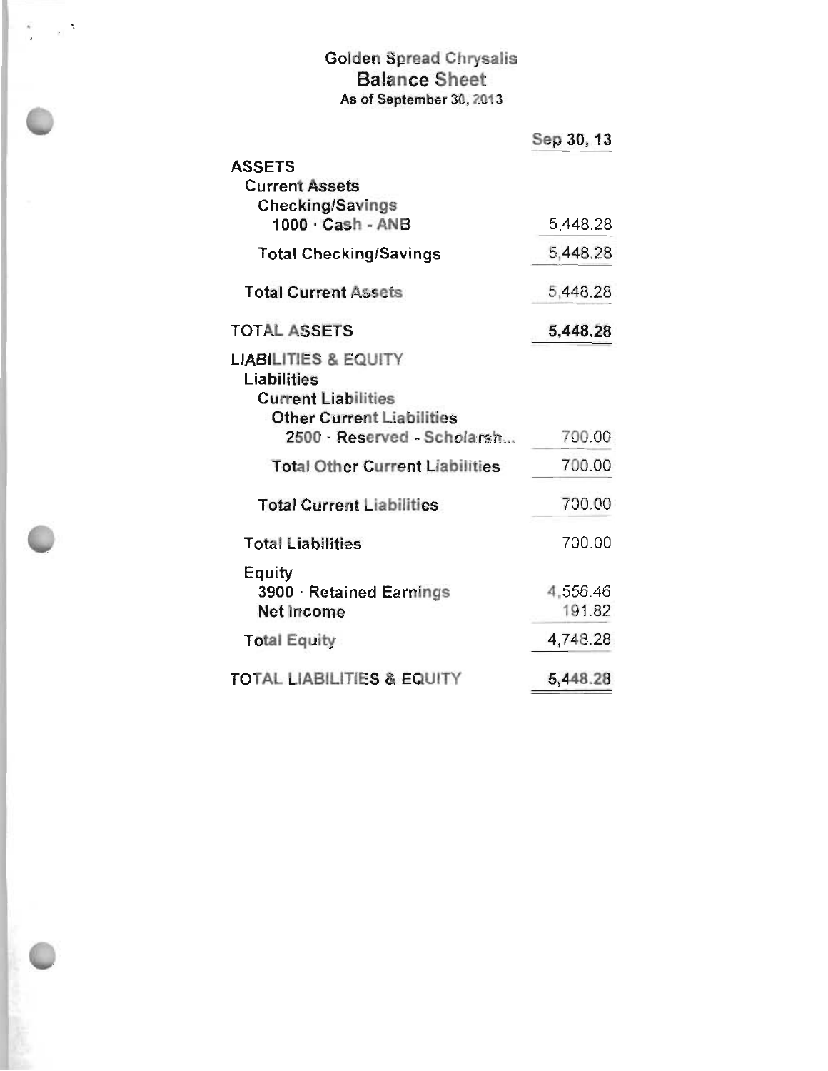# Golden Spread Chrysalis

## Balance Sheet

### As of September 30, 2013

| | Sep 30, 13 |
|---|---|
| **ASSETS** | |
| Current Assets | |
| Checking/Savings | |
| 1000 · Cash - ANB | 5,448.28 |
| Total Checking/Savings | 5,448.28 |
| Total Current Assets | 5,448.28 |
| **TOTAL ASSETS** | **5,448.28** |
| **LIABILITIES & EQUITY** | |
| Liabilities | |
| Current Liabilities | |
| Other Current Liabilities | |
| 2500 · Reserved - Scholarsh... | 700.00 |
| Total Other Current Liabilities | 700.00 |
| Total Current Liabilities | 700.00 |
| Total Liabilities | 700.00 |
| Equity | |
| 3900 · Retained Earnings | 4,556.46 |
| Net Income | 191.82 |
| Total Equity | 4,748.28 |
| **TOTAL LIABILITIES & EQUITY** | **5,448.28** |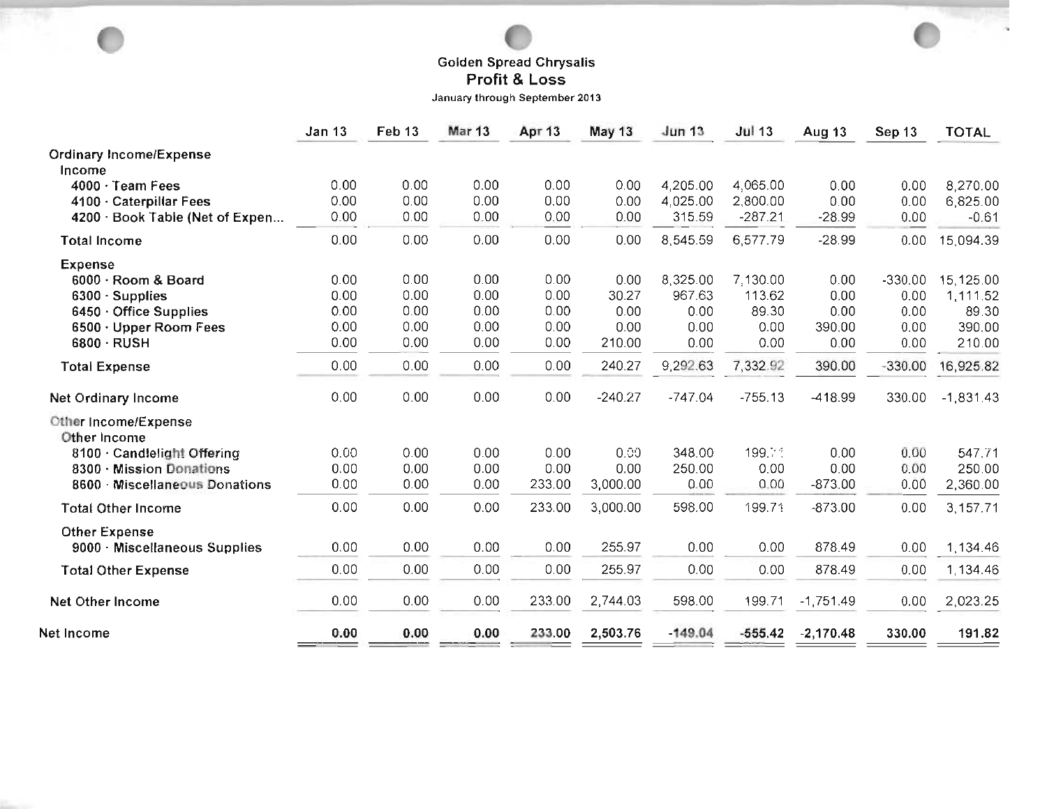Golden Spread Chrysalis

**Profit & Loss**

January through September 2013

| | Jan 13 | Feb 13 | Mar 13 | Apr 13 | May 13 | Jun 13 | Jul 13 | Aug 13 | Sep 13 | TOTAL |
|---|---|---|---|---|---|---|---|---|---|---|
| Ordinary Income/Expense | | | | | | | | | | |
| Income | | | | | | | | | | |
| 4000 · Team Fees | 0.00 | 0.00 | 0.00 | 0.00 | 0.00 | 4,205.00 | 4,065.00 | 0.00 | 0.00 | 8,270.00 |
| 4100 · Caterpillar Fees | 0.00 | 0.00 | 0.00 | 0.00 | 0.00 | 4,025.00 | 2,800.00 | 0.00 | 0.00 | 6,825.00 |
| 4200 · Book Table (Net of Expen... | 0.00 | 0.00 | 0.00 | 0.00 | 0.00 | 315.59 | -287.21 | -28.99 | 0.00 | -0.61 |
| Total Income | 0.00 | 0.00 | 0.00 | 0.00 | 0.00 | 8,545.59 | 6,577.79 | -28.99 | 0.00 | 15,094.39 |
| Expense | | | | | | | | | | |
| 6000 · Room & Board | 0.00 | 0.00 | 0.00 | 0.00 | 0.00 | 8,325.00 | 7,130.00 | 0.00 | -330.00 | 15,125.00 |
| 6300 · Supplies | 0.00 | 0.00 | 0.00 | 0.00 | 30.27 | 967.63 | 113.62 | 0.00 | 0.00 | 1,111.52 |
| 6450 · Office Supplies | 0.00 | 0.00 | 0.00 | 0.00 | 0.00 | 0.00 | 89.30 | 0.00 | 0.00 | 89.30 |
| 6500 · Upper Room Fees | 0.00 | 0.00 | 0.00 | 0.00 | 0.00 | 0.00 | 0.00 | 390.00 | 0.00 | 390.00 |
| 6800 · RUSH | 0.00 | 0.00 | 0.00 | 0.00 | 210.00 | 0.00 | 0.00 | 0.00 | 0.00 | 210.00 |
| Total Expense | 0.00 | 0.00 | 0.00 | 0.00 | 240.27 | 9,292.63 | 7,332.92 | 390.00 | -330.00 | 16,925.82 |
| Net Ordinary Income | 0.00 | 0.00 | 0.00 | 0.00 | -240.27 | -747.04 | -755.13 | -418.99 | 330.00 | -1,831.43 |
| Other Income/Expense | | | | | | | | | | |
| Other Income | | | | | | | | | | |
| 8100 · Candlelight Offering | 0.00 | 0.00 | 0.00 | 0.00 | 0.00 | 348.00 | 199.71 | 0.00 | 0.00 | 547.71 |
| 8300 · Mission Donations | 0.00 | 0.00 | 0.00 | 0.00 | 0.00 | 250.00 | 0.00 | 0.00 | 0.00 | 250.00 |
| 8600 · Miscellaneous Donations | 0.00 | 0.00 | 0.00 | 233.00 | 3,000.00 | 0.00 | 0.00 | -873.00 | 0.00 | 2,360.00 |
| Total Other Income | 0.00 | 0.00 | 0.00 | 233.00 | 3,000.00 | 598.00 | 199.71 | -873.00 | 0.00 | 3,157.71 |
| Other Expense | | | | | | | | | | |
| 9000 · Miscellaneous Supplies | 0.00 | 0.00 | 0.00 | 0.00 | 255.97 | 0.00 | 0.00 | 878.49 | 0.00 | 1,134.46 |
| Total Other Expense | 0.00 | 0.00 | 0.00 | 0.00 | 255.97 | 0.00 | 0.00 | 878.49 | 0.00 | 1,134.46 |
| Net Other Income | 0.00 | 0.00 | 0.00 | 233.00 | 2,744.03 | 598.00 | 199.71 | -1,751.49 | 0.00 | 2,023.25 |
| **Net Income** | **0.00** | **0.00** | **0.00** | **233.00** | **2,503.76** | **-149.04** | **-555.42** | **-2,170.48** | **330.00** | **191.82** |